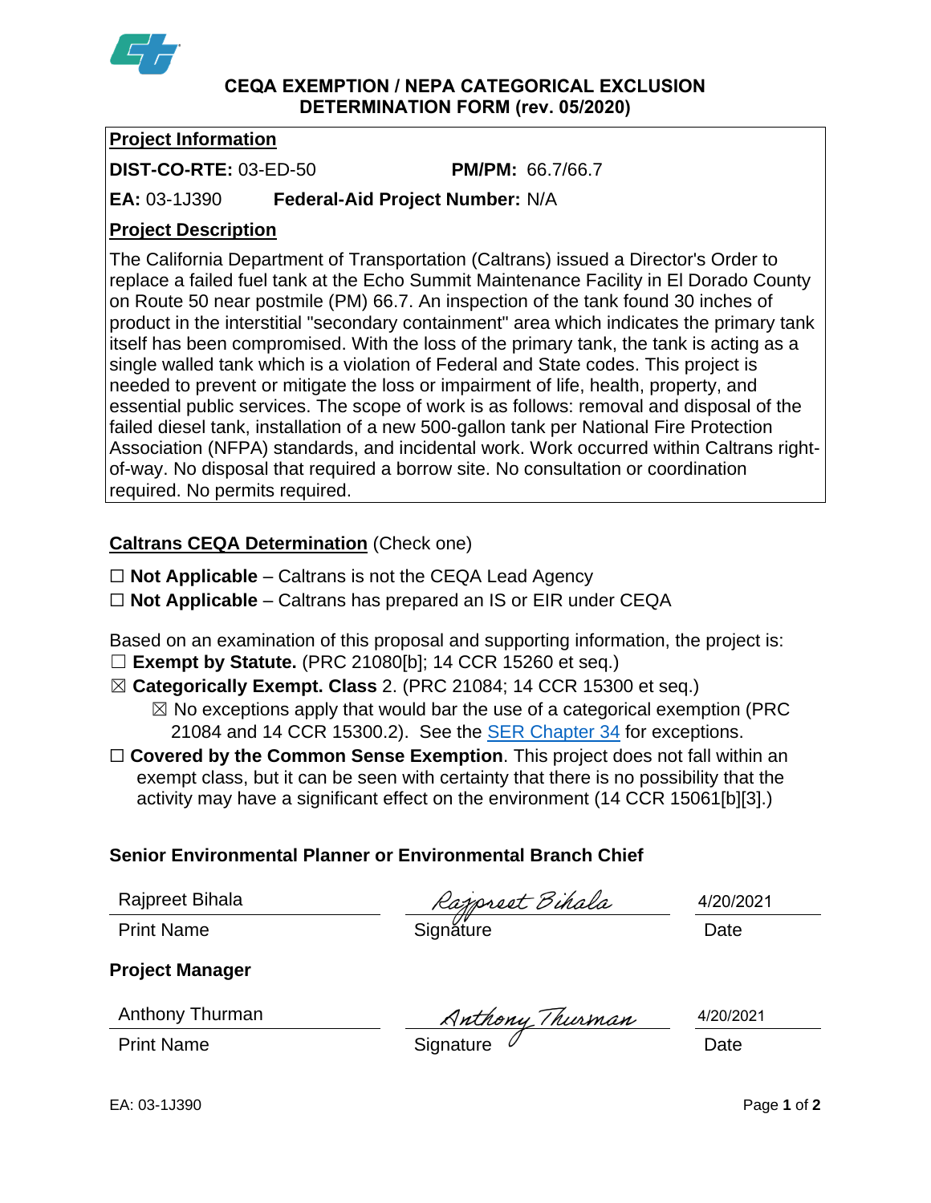# CEQA EXEMPTION / NEPA CATEGORICAL EXCLUSION DETERMINATION FORM (rev. 05/2020)

**Project Information**

**DIST-CO-RTE:** 03-ED-50 **PM/PM:** 66.7/66.7

**EA:** 03-1J390 **Federal-Aid Project Number:** N/A

**Project Description**

The California Department of Transportation (Caltrans) issued a Director's Order to replace a failed fuel tank at the Echo Summit Maintenance Facility in El Dorado County on Route 50 near postmile (PM) 66.7. An inspection of the tank found 30 inches of product in the interstitial "secondary containment" area which indicates the primary tank itself has been compromised. With the loss of the primary tank, the tank is acting as a single walled tank which is a violation of Federal and State codes. This project is needed to prevent or mitigate the loss or impairment of life, health, property, and essential public services. The scope of work is as follows: removal and disposal of the failed diesel tank, installation of a new 500-gallon tank per National Fire Protection Association (NFPA) standards, and incidental work. Work occurred within Caltrans right-of-way. No disposal that required a borrow site. No consultation or coordination required. No permits required.

**Caltrans CEQA Determination** (Check one)

☐ **Not Applicable** – Caltrans is not the CEQA Lead Agency

☐ **Not Applicable** – Caltrans has prepared an IS or EIR under CEQA

Based on an examination of this proposal and supporting information, the project is:

☐ **Exempt by Statute.** (PRC 21080[b]; 14 CCR 15260 et seq.)

☒ **Categorically Exempt. Class** 2. (PRC 21084; 14 CCR 15300 et seq.)

- ☒ No exceptions apply that would bar the use of a categorical exemption (PRC 21084 and 14 CCR 15300.2). See the SER Chapter 34 for exceptions.

☐ **Covered by the Common Sense Exemption**. This project does not fall within an exempt class, but it can be seen with certainty that there is no possibility that the activity may have a significant effect on the environment (14 CCR 15061[b][3].)

**Senior Environmental Planner or Environmental Branch Chief**

| Rajpreet Bihala | Rajpreet Bihala | 4/20/2021 |
|---|---|---|
| Print Name | Signature | Date |

**Project Manager**

| Anthony Thurman | Anthony Thurman | 4/20/2021 |
|---|---|---|
| Print Name | Signature | Date |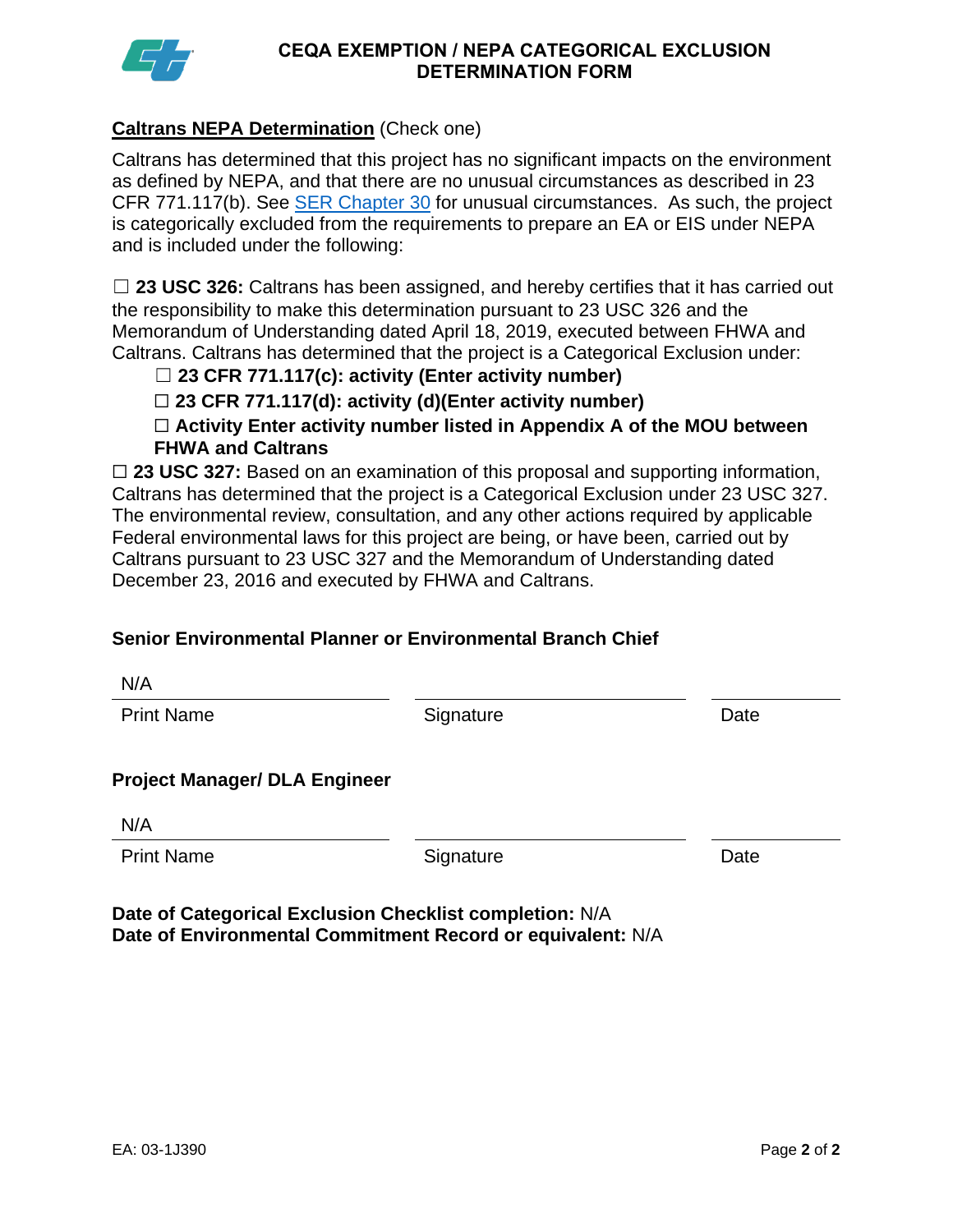# CEQA EXEMPTION / NEPA CATEGORICAL EXCLUSION DETERMINATION FORM

**Caltrans NEPA Determination** (Check one)

Caltrans has determined that this project has no significant impacts on the environment as defined by NEPA, and that there are no unusual circumstances as described in 23 CFR 771.117(b). See SER Chapter 30 for unusual circumstances. As such, the project is categorically excluded from the requirements to prepare an EA or EIS under NEPA and is included under the following:

☐ **23 USC 326:** Caltrans has been assigned, and hereby certifies that it has carried out the responsibility to make this determination pursuant to 23 USC 326 and the Memorandum of Understanding dated April 18, 2019, executed between FHWA and Caltrans. Caltrans has determined that the project is a Categorical Exclusion under:

- ☐ **23 CFR 771.117(c): activity (Enter activity number)**
- ☐ **23 CFR 771.117(d): activity (d)(Enter activity number)**
- ☐ **Activity Enter activity number listed in Appendix A of the MOU between FHWA and Caltrans**

☐ **23 USC 327:** Based on an examination of this proposal and supporting information, Caltrans has determined that the project is a Categorical Exclusion under 23 USC 327. The environmental review, consultation, and any other actions required by applicable Federal environmental laws for this project are being, or have been, carried out by Caltrans pursuant to 23 USC 327 and the Memorandum of Understanding dated December 23, 2016 and executed by FHWA and Caltrans.

**Senior Environmental Planner or Environmental Branch Chief**

| | | |
|---|---|---|
| N/A | | |
| Print Name | Signature | Date |

**Project Manager/ DLA Engineer**

| | | |
|---|---|---|
| N/A | | |
| Print Name | Signature | Date |

**Date of Categorical Exclusion Checklist completion:** N/A
**Date of Environmental Commitment Record or equivalent:** N/A

EA: 03-1J390